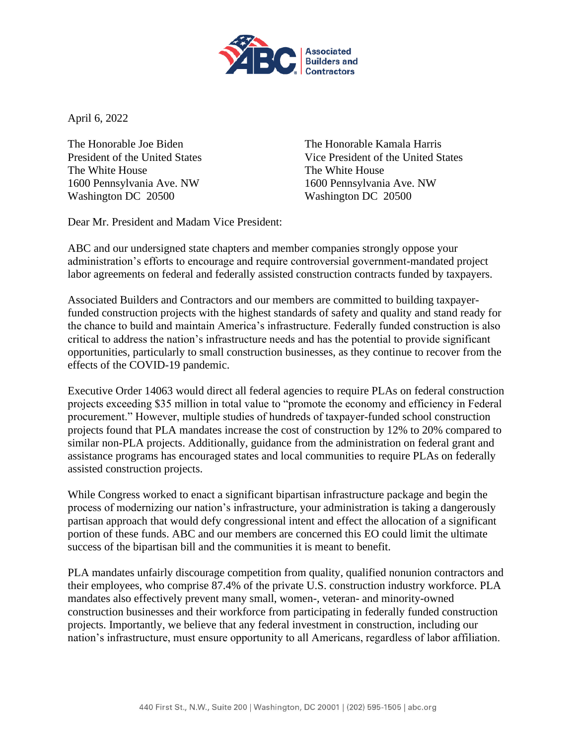Associated Builders and Contractors

April 6, 2022

The Honorable Joe Biden
President of the United States
The White House
1600 Pennsylvania Ave. NW
Washington DC 20500

The Honorable Kamala Harris
Vice President of the United States
The White House
1600 Pennsylvania Ave. NW
Washington DC 20500

Dear Mr. President and Madam Vice President:

ABC and our undersigned state chapters and member companies strongly oppose your administration's efforts to encourage and require controversial government-mandated project labor agreements on federal and federally assisted construction contracts funded by taxpayers.

Associated Builders and Contractors and our members are committed to building taxpayer-funded construction projects with the highest standards of safety and quality and stand ready for the chance to build and maintain America's infrastructure. Federally funded construction is also critical to address the nation's infrastructure needs and has the potential to provide significant opportunities, particularly to small construction businesses, as they continue to recover from the effects of the COVID-19 pandemic.

Executive Order 14063 would direct all federal agencies to require PLAs on federal construction projects exceeding $35 million in total value to "promote the economy and efficiency in Federal procurement." However, multiple studies of hundreds of taxpayer-funded school construction projects found that PLA mandates increase the cost of construction by 12% to 20% compared to similar non-PLA projects. Additionally, guidance from the administration on federal grant and assistance programs has encouraged states and local communities to require PLAs on federally assisted construction projects.

While Congress worked to enact a significant bipartisan infrastructure package and begin the process of modernizing our nation's infrastructure, your administration is taking a dangerously partisan approach that would defy congressional intent and effect the allocation of a significant portion of these funds. ABC and our members are concerned this EO could limit the ultimate success of the bipartisan bill and the communities it is meant to benefit.

PLA mandates unfairly discourage competition from quality, qualified nonunion contractors and their employees, who comprise 87.4% of the private U.S. construction industry workforce. PLA mandates also effectively prevent many small, women-, veteran- and minority-owned construction businesses and their workforce from participating in federally funded construction projects. Importantly, we believe that any federal investment in construction, including our nation's infrastructure, must ensure opportunity to all Americans, regardless of labor affiliation.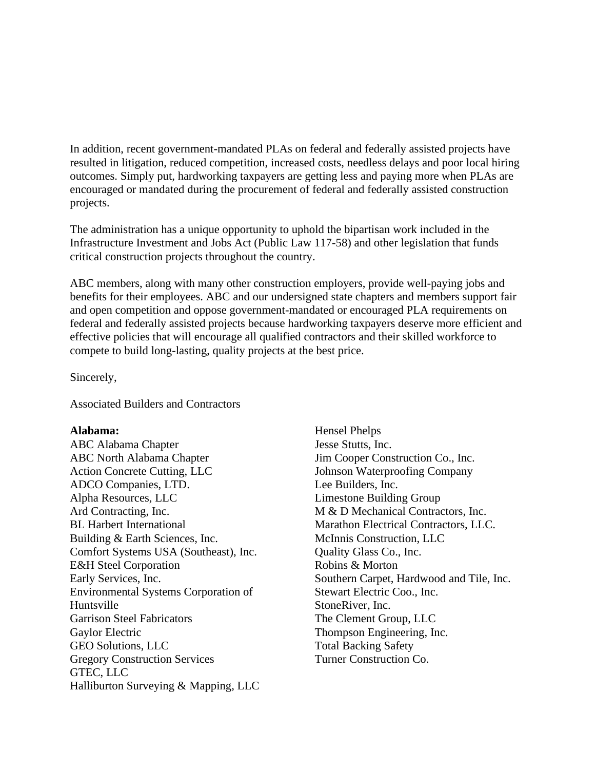In addition, recent government-mandated PLAs on federal and federally assisted projects have resulted in litigation, reduced competition, increased costs, needless delays and poor local hiring outcomes. Simply put, hardworking taxpayers are getting less and paying more when PLAs are encouraged or mandated during the procurement of federal and federally assisted construction projects.

The administration has a unique opportunity to uphold the bipartisan work included in the Infrastructure Investment and Jobs Act (Public Law 117-58) and other legislation that funds critical construction projects throughout the country.

ABC members, along with many other construction employers, provide well-paying jobs and benefits for their employees. ABC and our undersigned state chapters and members support fair and open competition and oppose government-mandated or encouraged PLA requirements on federal and federally assisted projects because hardworking taxpayers deserve more efficient and effective policies that will encourage all qualified contractors and their skilled workforce to compete to build long-lasting, quality projects at the best price.

Sincerely,

Associated Builders and Contractors

**Alabama:**
ABC Alabama Chapter
ABC North Alabama Chapter
Action Concrete Cutting, LLC
ADCO Companies, LTD.
Alpha Resources, LLC
Ard Contracting, Inc.
BL Harbert International
Building & Earth Sciences, Inc.
Comfort Systems USA (Southeast), Inc.
E&H Steel Corporation
Early Services, Inc.
Environmental Systems Corporation of Huntsville
Garrison Steel Fabricators
Gaylor Electric
GEO Solutions, LLC
Gregory Construction Services
GTEC, LLC
Halliburton Surveying & Mapping, LLC
Hensel Phelps
Jesse Stutts, Inc.
Jim Cooper Construction Co., Inc.
Johnson Waterproofing Company
Lee Builders, Inc.
Limestone Building Group
M & D Mechanical Contractors, Inc.
Marathon Electrical Contractors, LLC.
McInnis Construction, LLC
Quality Glass Co., Inc.
Robins & Morton
Southern Carpet, Hardwood and Tile, Inc.
Stewart Electric Coo., Inc.
StoneRiver, Inc.
The Clement Group, LLC
Thompson Engineering, Inc.
Total Backing Safety
Turner Construction Co.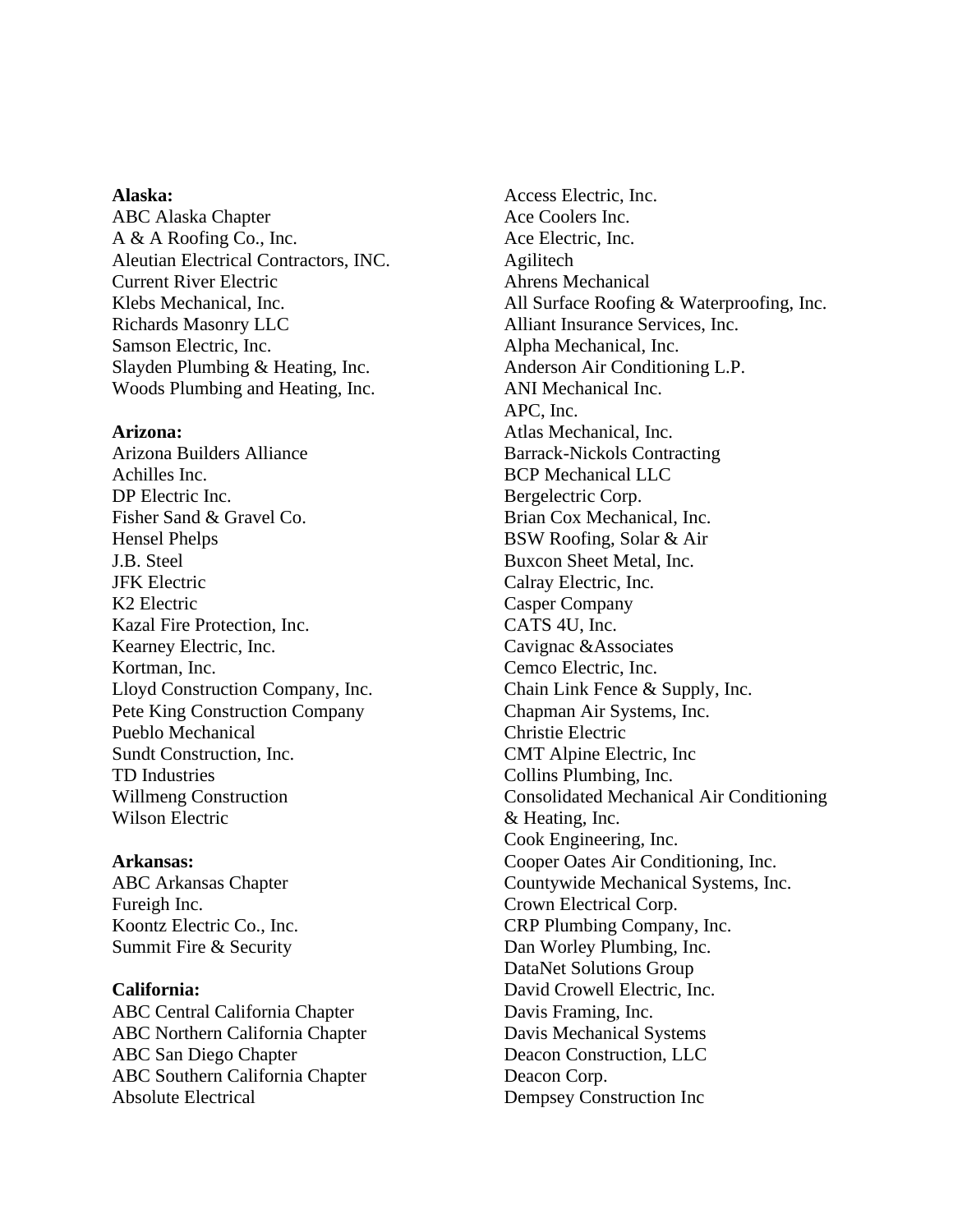**Alaska:**
ABC Alaska Chapter
A & A Roofing Co., Inc.
Aleutian Electrical Contractors, INC.
Current River Electric
Klebs Mechanical, Inc.
Richards Masonry LLC
Samson Electric, Inc.
Slayden Plumbing & Heating, Inc.
Woods Plumbing and Heating, Inc.

**Arizona:**
Arizona Builders Alliance
Achilles Inc.
DP Electric Inc.
Fisher Sand & Gravel Co.
Hensel Phelps
J.B. Steel
JFK Electric
K2 Electric
Kazal Fire Protection, Inc.
Kearney Electric, Inc.
Kortman, Inc.
Lloyd Construction Company, Inc.
Pete King Construction Company
Pueblo Mechanical
Sundt Construction, Inc.
TD Industries
Willmeng Construction
Wilson Electric

**Arkansas:**
ABC Arkansas Chapter
Fureigh Inc.
Koontz Electric Co., Inc.
Summit Fire & Security

**California:**
ABC Central California Chapter
ABC Northern California Chapter
ABC San Diego Chapter
ABC Southern California Chapter
Absolute Electrical
Access Electric, Inc.
Ace Coolers Inc.
Ace Electric, Inc.
Agilitech
Ahrens Mechanical
All Surface Roofing & Waterproofing, Inc.
Alliant Insurance Services, Inc.
Alpha Mechanical, Inc.
Anderson Air Conditioning L.P.
ANI Mechanical Inc.
APC, Inc.
Atlas Mechanical, Inc.
Barrack-Nickols Contracting
BCP Mechanical LLC
Bergelectric Corp.
Brian Cox Mechanical, Inc.
BSW Roofing, Solar & Air
Buxcon Sheet Metal, Inc.
Calray Electric, Inc.
Casper Company
CATS 4U, Inc.
Cavignac &Associates
Cemco Electric, Inc.
Chain Link Fence & Supply, Inc.
Chapman Air Systems, Inc.
Christie Electric
CMT Alpine Electric, Inc
Collins Plumbing, Inc.
Consolidated Mechanical Air Conditioning & Heating, Inc.
Cook Engineering, Inc.
Cooper Oates Air Conditioning, Inc.
Countywide Mechanical Systems, Inc.
Crown Electrical Corp.
CRP Plumbing Company, Inc.
Dan Worley Plumbing, Inc.
DataNet Solutions Group
David Crowell Electric, Inc.
Davis Framing, Inc.
Davis Mechanical Systems
Deacon Construction, LLC
Deacon Corp.
Dempsey Construction Inc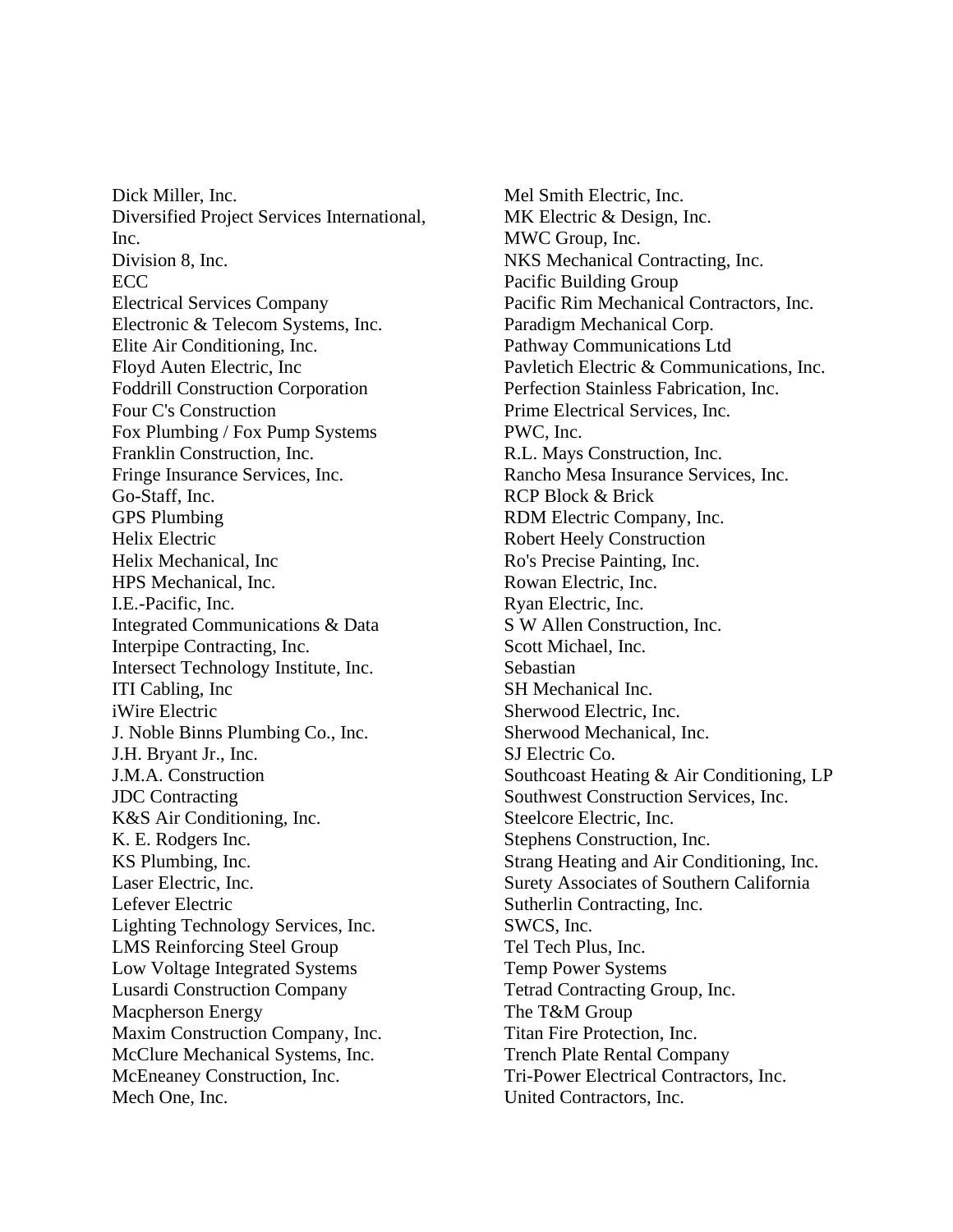Dick Miller, Inc.
Diversified Project Services International, Inc.
Division 8, Inc.
ECC
Electrical Services Company
Electronic & Telecom Systems, Inc.
Elite Air Conditioning, Inc.
Floyd Auten Electric, Inc
Foddrill Construction Corporation
Four C's Construction
Fox Plumbing / Fox Pump Systems
Franklin Construction, Inc.
Fringe Insurance Services, Inc.
Go-Staff, Inc.
GPS Plumbing
Helix Electric
Helix Mechanical, Inc
HPS Mechanical, Inc.
I.E.-Pacific, Inc.
Integrated Communications & Data
Interpipe Contracting, Inc.
Intersect Technology Institute, Inc.
ITI Cabling, Inc
iWire Electric
J. Noble Binns Plumbing Co., Inc.
J.H. Bryant Jr., Inc.
J.M.A. Construction
JDC Contracting
K&S Air Conditioning, Inc.
K. E. Rodgers Inc.
KS Plumbing, Inc.
Laser Electric, Inc.
Lefever Electric
Lighting Technology Services, Inc.
LMS Reinforcing Steel Group
Low Voltage Integrated Systems
Lusardi Construction Company
Macpherson Energy
Maxim Construction Company, Inc.
McClure Mechanical Systems, Inc.
McEneaney Construction, Inc.
Mech One, Inc.
Mel Smith Electric, Inc.
MK Electric & Design, Inc.
MWC Group, Inc.
NKS Mechanical Contracting, Inc.
Pacific Building Group
Pacific Rim Mechanical Contractors, Inc.
Paradigm Mechanical Corp.
Pathway Communications Ltd
Pavletich Electric & Communications, Inc.
Perfection Stainless Fabrication, Inc.
Prime Electrical Services, Inc.
PWC, Inc.
R.L. Mays Construction, Inc.
Rancho Mesa Insurance Services, Inc.
RCP Block & Brick
RDM Electric Company, Inc.
Robert Heely Construction
Ro's Precise Painting, Inc.
Rowan Electric, Inc.
Ryan Electric, Inc.
S W Allen Construction, Inc.
Scott Michael, Inc.
Sebastian
SH Mechanical Inc.
Sherwood Electric, Inc.
Sherwood Mechanical, Inc.
SJ Electric Co.
Southcoast Heating & Air Conditioning, LP
Southwest Construction Services, Inc.
Steelcore Electric, Inc.
Stephens Construction, Inc.
Strang Heating and Air Conditioning, Inc.
Surety Associates of Southern California
Sutherlin Contracting, Inc.
SWCS, Inc.
Tel Tech Plus, Inc.
Temp Power Systems
Tetrad Contracting Group, Inc.
The T&M Group
Titan Fire Protection, Inc.
Trench Plate Rental Company
Tri-Power Electrical Contractors, Inc.
United Contractors, Inc.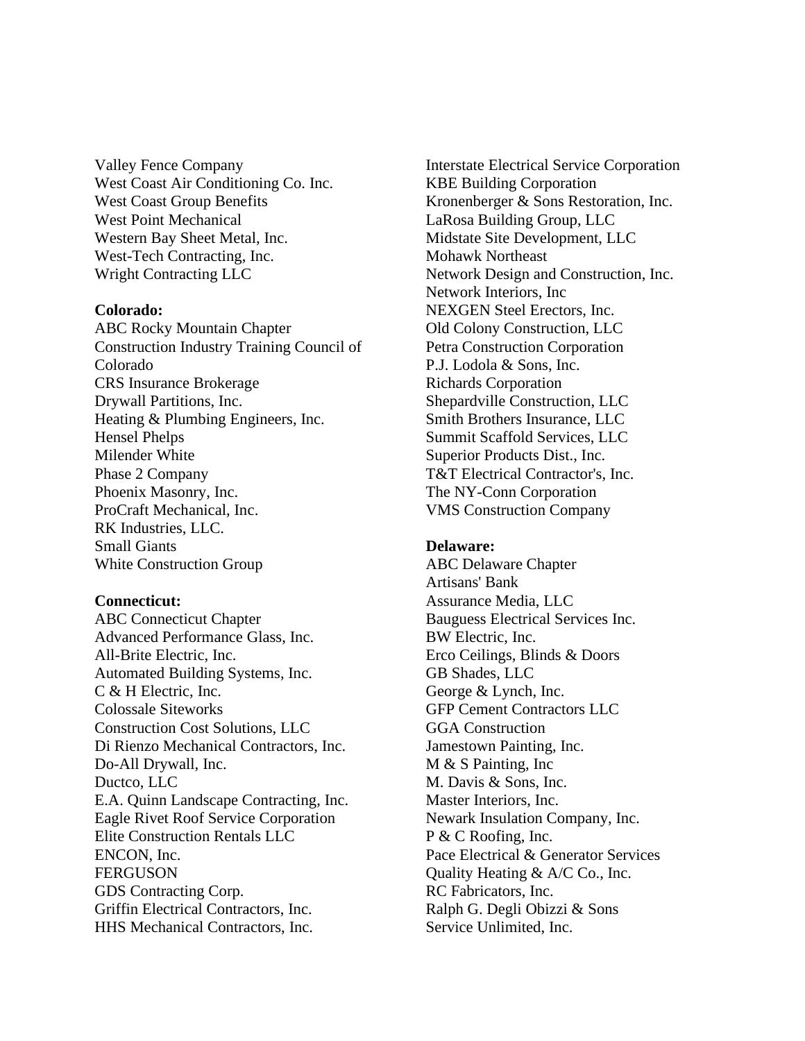Valley Fence Company
West Coast Air Conditioning Co. Inc.
West Coast Group Benefits
West Point Mechanical
Western Bay Sheet Metal, Inc.
West-Tech Contracting, Inc.
Wright Contracting LLC

**Colorado:**
ABC Rocky Mountain Chapter
Construction Industry Training Council of Colorado
CRS Insurance Brokerage
Drywall Partitions, Inc.
Heating & Plumbing Engineers, Inc.
Hensel Phelps
Milender White
Phase 2 Company
Phoenix Masonry, Inc.
ProCraft Mechanical, Inc.
RK Industries, LLC.
Small Giants
White Construction Group

**Connecticut:**
ABC Connecticut Chapter
Advanced Performance Glass, Inc.
All-Brite Electric, Inc.
Automated Building Systems, Inc.
C & H Electric, Inc.
Colossale Siteworks
Construction Cost Solutions, LLC
Di Rienzo Mechanical Contractors, Inc.
Do-All Drywall, Inc.
Ductco, LLC
E.A. Quinn Landscape Contracting, Inc.
Eagle Rivet Roof Service Corporation
Elite Construction Rentals LLC
ENCON, Inc.
FERGUSON
GDS Contracting Corp.
Griffin Electrical Contractors, Inc.
HHS Mechanical Contractors, Inc.
Interstate Electrical Service Corporation
KBE Building Corporation
Kronenberger & Sons Restoration, Inc.
LaRosa Building Group, LLC
Midstate Site Development, LLC
Mohawk Northeast
Network Design and Construction, Inc.
Network Interiors, Inc
NEXGEN Steel Erectors, Inc.
Old Colony Construction, LLC
Petra Construction Corporation
P.J. Lodola & Sons, Inc.
Richards Corporation
Shepardville Construction, LLC
Smith Brothers Insurance, LLC
Summit Scaffold Services, LLC
Superior Products Dist., Inc.
T&T Electrical Contractor's, Inc.
The NY-Conn Corporation
VMS Construction Company

**Delaware:**
ABC Delaware Chapter
Artisans' Bank
Assurance Media, LLC
Bauguess Electrical Services Inc.
BW Electric, Inc.
Erco Ceilings, Blinds & Doors
GB Shades, LLC
George & Lynch, Inc.
GFP Cement Contractors LLC
GGA Construction
Jamestown Painting, Inc.
M & S Painting, Inc
M. Davis & Sons, Inc.
Master Interiors, Inc.
Newark Insulation Company, Inc.
P & C Roofing, Inc.
Pace Electrical & Generator Services
Quality Heating & A/C Co., Inc.
RC Fabricators, Inc.
Ralph G. Degli Obizzi & Sons
Service Unlimited, Inc.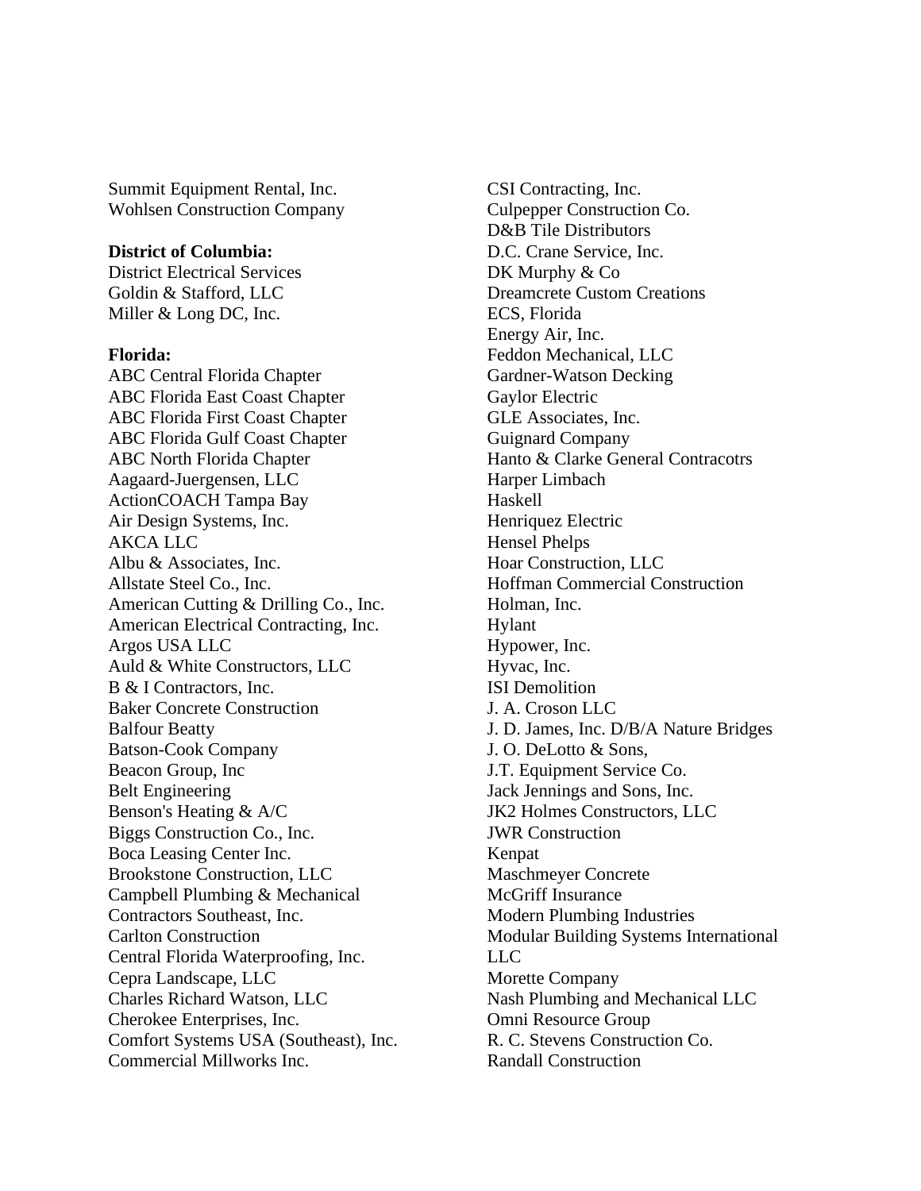Summit Equipment Rental, Inc.
Wohlsen Construction Company

**District of Columbia:**
District Electrical Services
Goldin & Stafford, LLC
Miller & Long DC, Inc.

**Florida:**
ABC Central Florida Chapter
ABC Florida East Coast Chapter
ABC Florida First Coast Chapter
ABC Florida Gulf Coast Chapter
ABC North Florida Chapter
Aagaard-Juergensen, LLC
ActionCOACH Tampa Bay
Air Design Systems, Inc.
AKCA LLC
Albu & Associates, Inc.
Allstate Steel Co., Inc.
American Cutting & Drilling Co., Inc.
American Electrical Contracting, Inc.
Argos USA LLC
Auld & White Constructors, LLC
B & I Contractors, Inc.
Baker Concrete Construction
Balfour Beatty
Batson-Cook Company
Beacon Group, Inc
Belt Engineering
Benson's Heating & A/C
Biggs Construction Co., Inc.
Boca Leasing Center Inc.
Brookstone Construction, LLC
Campbell Plumbing & Mechanical Contractors Southeast, Inc.
Carlton Construction
Central Florida Waterproofing, Inc.
Cepra Landscape, LLC
Charles Richard Watson, LLC
Cherokee Enterprises, Inc.
Comfort Systems USA (Southeast), Inc.
Commercial Millworks Inc.
CSI Contracting, Inc.
Culpepper Construction Co.
D&B Tile Distributors
D.C. Crane Service, Inc.
DK Murphy & Co
Dreamcrete Custom Creations
ECS, Florida
Energy Air, Inc.
Feddon Mechanical, LLC
Gardner-Watson Decking
Gaylor Electric
GLE Associates, Inc.
Guignard Company
Hanto & Clarke General Contracotrs
Harper Limbach
Haskell
Henriquez Electric
Hensel Phelps
Hoar Construction, LLC
Hoffman Commercial Construction
Holman, Inc.
Hylant
Hypower, Inc.
Hyvac, Inc.
ISI Demolition
J. A. Croson LLC
J. D. James, Inc. D/B/A Nature Bridges
J. O. DeLotto & Sons,
J.T. Equipment Service Co.
Jack Jennings and Sons, Inc.
JK2 Holmes Constructors, LLC
JWR Construction
Kenpat
Maschmeyer Concrete
McGriff Insurance
Modern Plumbing Industries
Modular Building Systems International LLC
Morette Company
Nash Plumbing and Mechanical LLC
Omni Resource Group
R. C. Stevens Construction Co.
Randall Construction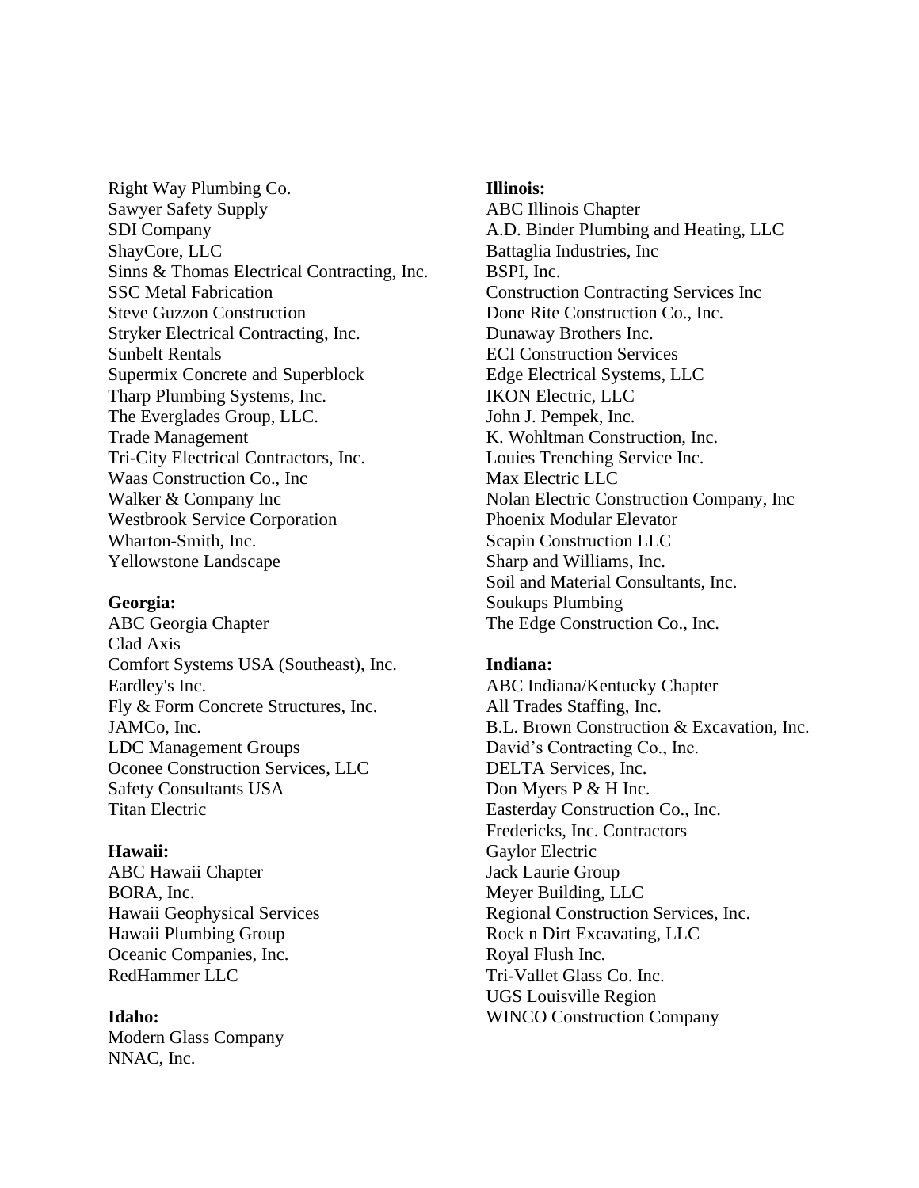Right Way Plumbing Co.
Sawyer Safety Supply
SDI Company
ShayCore, LLC
Sinns & Thomas Electrical Contracting, Inc.
SSC Metal Fabrication
Steve Guzzon Construction
Stryker Electrical Contracting, Inc.
Sunbelt Rentals
Supermix Concrete and Superblock
Tharp Plumbing Systems, Inc.
The Everglades Group, LLC.
Trade Management
Tri-City Electrical Contractors, Inc.
Waas Construction Co., Inc
Walker & Company Inc
Westbrook Service Corporation
Wharton-Smith, Inc.
Yellowstone Landscape

**Georgia:**
ABC Georgia Chapter
Clad Axis
Comfort Systems USA (Southeast), Inc.
Eardley's Inc.
Fly & Form Concrete Structures, Inc.
JAMCo, Inc.
LDC Management Groups
Oconee Construction Services, LLC
Safety Consultants USA
Titan Electric

**Hawaii:**
ABC Hawaii Chapter
BORA, Inc.
Hawaii Geophysical Services
Hawaii Plumbing Group
Oceanic Companies, Inc.
RedHammer LLC

**Idaho:**
Modern Glass Company
NNAC, Inc.

**Illinois:**
ABC Illinois Chapter
A.D. Binder Plumbing and Heating, LLC
Battaglia Industries, Inc
BSPI, Inc.
Construction Contracting Services Inc
Done Rite Construction Co., Inc.
Dunaway Brothers Inc.
ECI Construction Services
Edge Electrical Systems, LLC
IKON Electric, LLC
John J. Pempek, Inc.
K. Wohltman Construction, Inc.
Louies Trenching Service Inc.
Max Electric LLC
Nolan Electric Construction Company, Inc
Phoenix Modular Elevator
Scapin Construction LLC
Sharp and Williams, Inc.
Soil and Material Consultants, Inc.
Soukups Plumbing
The Edge Construction Co., Inc.

**Indiana:**
ABC Indiana/Kentucky Chapter
All Trades Staffing, Inc.
B.L. Brown Construction & Excavation, Inc.
David's Contracting Co., Inc.
DELTA Services, Inc.
Don Myers P & H Inc.
Easterday Construction Co., Inc.
Fredericks, Inc. Contractors
Gaylor Electric
Jack Laurie Group
Meyer Building, LLC
Regional Construction Services, Inc.
Rock n Dirt Excavating, LLC
Royal Flush Inc.
Tri-Vallet Glass Co. Inc.
UGS Louisville Region
WINCO Construction Company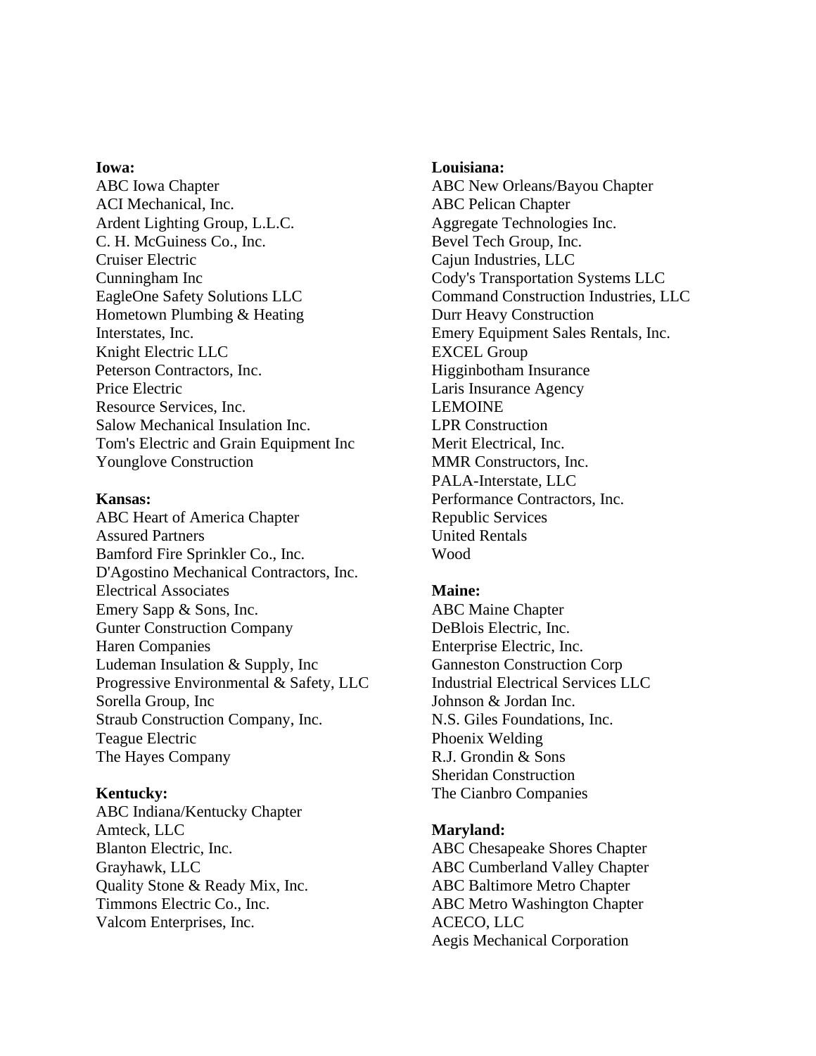**Iowa:**
ABC Iowa Chapter
ACI Mechanical, Inc.
Ardent Lighting Group, L.L.C.
C. H. McGuiness Co., Inc.
Cruiser Electric
Cunningham Inc
EagleOne Safety Solutions LLC
Hometown Plumbing & Heating
Interstates, Inc.
Knight Electric LLC
Peterson Contractors, Inc.
Price Electric
Resource Services, Inc.
Salow Mechanical Insulation Inc.
Tom's Electric and Grain Equipment Inc
Younglove Construction

**Kansas:**
ABC Heart of America Chapter
Assured Partners
Bamford Fire Sprinkler Co., Inc.
D'Agostino Mechanical Contractors, Inc.
Electrical Associates
Emery Sapp & Sons, Inc.
Gunter Construction Company
Haren Companies
Ludeman Insulation & Supply, Inc
Progressive Environmental & Safety, LLC
Sorella Group, Inc
Straub Construction Company, Inc.
Teague Electric
The Hayes Company

**Kentucky:**
ABC Indiana/Kentucky Chapter
Amteck, LLC
Blanton Electric, Inc.
Grayhawk, LLC
Quality Stone & Ready Mix, Inc.
Timmons Electric Co., Inc.
Valcom Enterprises, Inc.

**Louisiana:**
ABC New Orleans/Bayou Chapter
ABC Pelican Chapter
Aggregate Technologies Inc.
Bevel Tech Group, Inc.
Cajun Industries, LLC
Cody's Transportation Systems LLC
Command Construction Industries, LLC
Durr Heavy Construction
Emery Equipment Sales Rentals, Inc.
EXCEL Group
Higginbotham Insurance
Laris Insurance Agency
LEMOINE
LPR Construction
Merit Electrical, Inc.
MMR Constructors, Inc.
PALA-Interstate, LLC
Performance Contractors, Inc.
Republic Services
United Rentals
Wood

**Maine:**
ABC Maine Chapter
DeBlois Electric, Inc.
Enterprise Electric, Inc.
Ganneston Construction Corp
Industrial Electrical Services LLC
Johnson & Jordan Inc.
N.S. Giles Foundations, Inc.
Phoenix Welding
R.J. Grondin & Sons
Sheridan Construction
The Cianbro Companies

**Maryland:**
ABC Chesapeake Shores Chapter
ABC Cumberland Valley Chapter
ABC Baltimore Metro Chapter
ABC Metro Washington Chapter
ACECO, LLC
Aegis Mechanical Corporation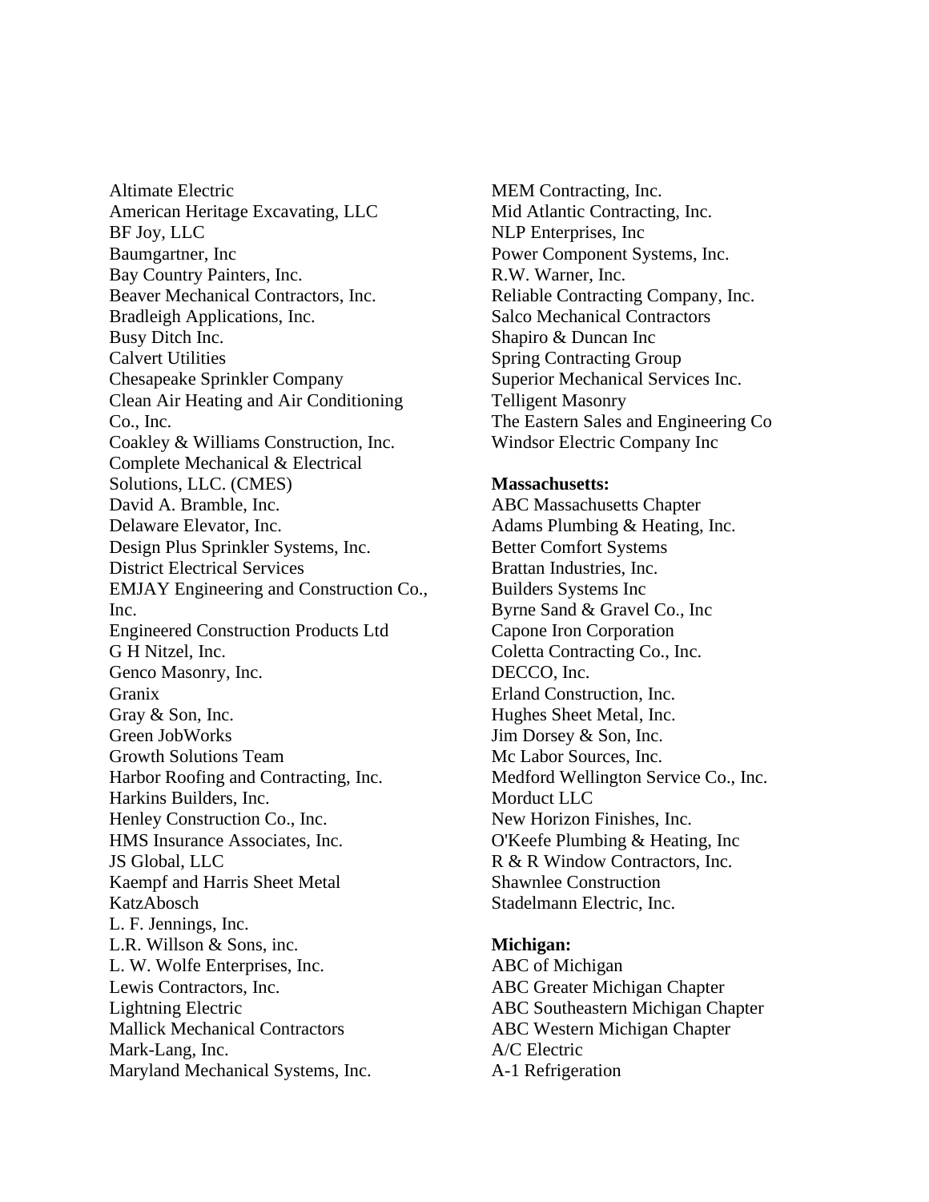Altimate Electric
American Heritage Excavating, LLC
BF Joy, LLC
Baumgartner, Inc
Bay Country Painters, Inc.
Beaver Mechanical Contractors, Inc.
Bradleigh Applications, Inc.
Busy Ditch Inc.
Calvert Utilities
Chesapeake Sprinkler Company
Clean Air Heating and Air Conditioning Co., Inc.
Coakley & Williams Construction, Inc.
Complete Mechanical & Electrical Solutions, LLC. (CMES)
David A. Bramble, Inc.
Delaware Elevator, Inc.
Design Plus Sprinkler Systems, Inc.
District Electrical Services
EMJAY Engineering and Construction Co., Inc.
Engineered Construction Products Ltd
G H Nitzel, Inc.
Genco Masonry, Inc.
Granix
Gray & Son, Inc.
Green JobWorks
Growth Solutions Team
Harbor Roofing and Contracting, Inc.
Harkins Builders, Inc.
Henley Construction Co., Inc.
HMS Insurance Associates, Inc.
JS Global, LLC
Kaempf and Harris Sheet Metal
KatzAbosch
L. F. Jennings, Inc.
L.R. Willson & Sons, inc.
L. W. Wolfe Enterprises, Inc.
Lewis Contractors, Inc.
Lightning Electric
Mallick Mechanical Contractors
Mark-Lang, Inc.
Maryland Mechanical Systems, Inc.
MEM Contracting, Inc.
Mid Atlantic Contracting, Inc.
NLP Enterprises, Inc
Power Component Systems, Inc.
R.W. Warner, Inc.
Reliable Contracting Company, Inc.
Salco Mechanical Contractors
Shapiro & Duncan Inc
Spring Contracting Group
Superior Mechanical Services Inc.
Telligent Masonry
The Eastern Sales and Engineering Co
Windsor Electric Company Inc

**Massachusetts:**
ABC Massachusetts Chapter
Adams Plumbing & Heating, Inc.
Better Comfort Systems
Brattan Industries, Inc.
Builders Systems Inc
Byrne Sand & Gravel Co., Inc
Capone Iron Corporation
Coletta Contracting Co., Inc.
DECCO, Inc.
Erland Construction, Inc.
Hughes Sheet Metal, Inc.
Jim Dorsey & Son, Inc.
Mc Labor Sources, Inc.
Medford Wellington Service Co., Inc.
Morduct LLC
New Horizon Finishes, Inc.
O'Keefe Plumbing & Heating, Inc
R & R Window Contractors, Inc.
Shawnlee Construction
Stadelmann Electric, Inc.

**Michigan:**
ABC of Michigan
ABC Greater Michigan Chapter
ABC Southeastern Michigan Chapter
ABC Western Michigan Chapter
A/C Electric
A-1 Refrigeration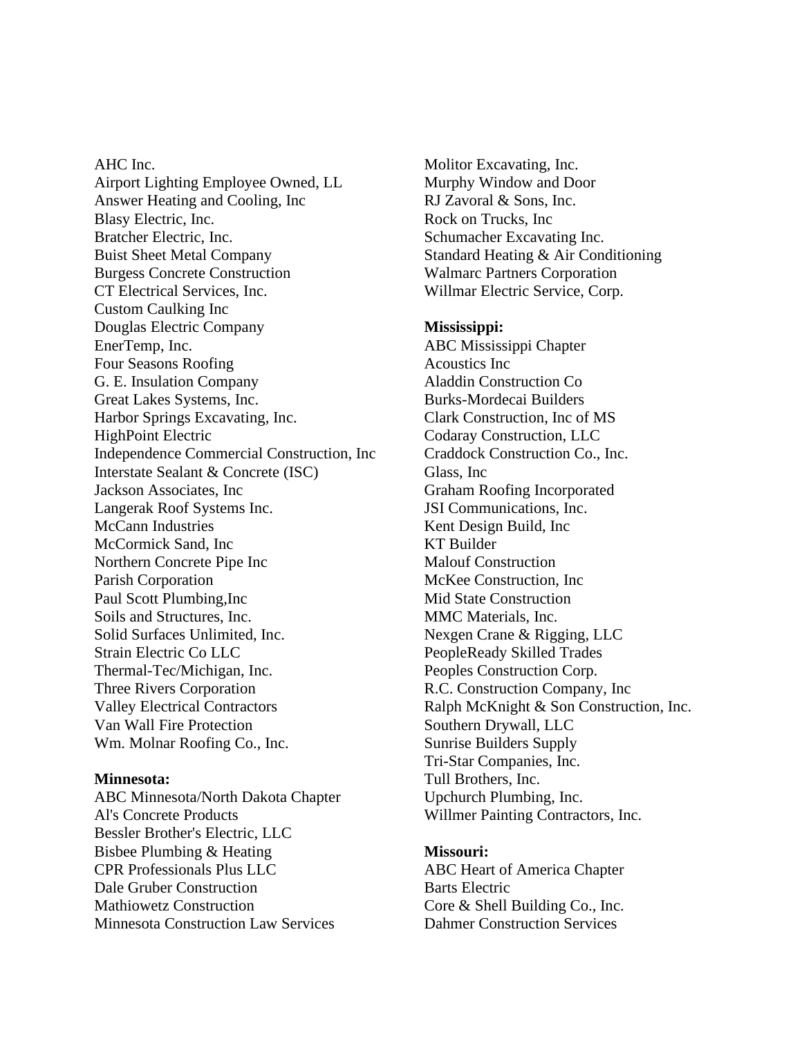AHC Inc.
Airport Lighting Employee Owned, LL
Answer Heating and Cooling, Inc
Blasy Electric, Inc.
Bratcher Electric, Inc.
Buist Sheet Metal Company
Burgess Concrete Construction
CT Electrical Services, Inc.
Custom Caulking Inc
Douglas Electric Company
EnerTemp, Inc.
Four Seasons Roofing
G. E. Insulation Company
Great Lakes Systems, Inc.
Harbor Springs Excavating, Inc.
HighPoint Electric
Independence Commercial Construction, Inc
Interstate Sealant & Concrete (ISC)
Jackson Associates, Inc
Langerak Roof Systems Inc.
McCann Industries
McCormick Sand, Inc
Northern Concrete Pipe Inc
Parish Corporation
Paul Scott Plumbing,Inc
Soils and Structures, Inc.
Solid Surfaces Unlimited, Inc.
Strain Electric Co LLC
Thermal-Tec/Michigan, Inc.
Three Rivers Corporation
Valley Electrical Contractors
Van Wall Fire Protection
Wm. Molnar Roofing Co., Inc.

**Minnesota:**
ABC Minnesota/North Dakota Chapter
Al's Concrete Products
Bessler Brother's Electric, LLC
Bisbee Plumbing & Heating
CPR Professionals Plus LLC
Dale Gruber Construction
Mathiowetz Construction
Minnesota Construction Law Services
Molitor Excavating, Inc.
Murphy Window and Door
RJ Zavoral & Sons, Inc.
Rock on Trucks, Inc
Schumacher Excavating Inc.
Standard Heating & Air Conditioning
Walmarc Partners Corporation
Willmar Electric Service, Corp.

**Mississippi:**
ABC Mississippi Chapter
Acoustics Inc
Aladdin Construction Co
Burks-Mordecai Builders
Clark Construction, Inc of MS
Codaray Construction, LLC
Craddock Construction Co., Inc.
Glass, Inc
Graham Roofing Incorporated
JSI Communications, Inc.
Kent Design Build, Inc
KT Builder
Malouf Construction
McKee Construction, Inc
Mid State Construction
MMC Materials, Inc.
Nexgen Crane & Rigging, LLC
PeopleReady Skilled Trades
Peoples Construction Corp.
R.C. Construction Company, Inc
Ralph McKnight & Son Construction, Inc.
Southern Drywall, LLC
Sunrise Builders Supply
Tri-Star Companies, Inc.
Tull Brothers, Inc.
Upchurch Plumbing, Inc.
Willmer Painting Contractors, Inc.

**Missouri:**
ABC Heart of America Chapter
Barts Electric
Core & Shell Building Co., Inc.
Dahmer Construction Services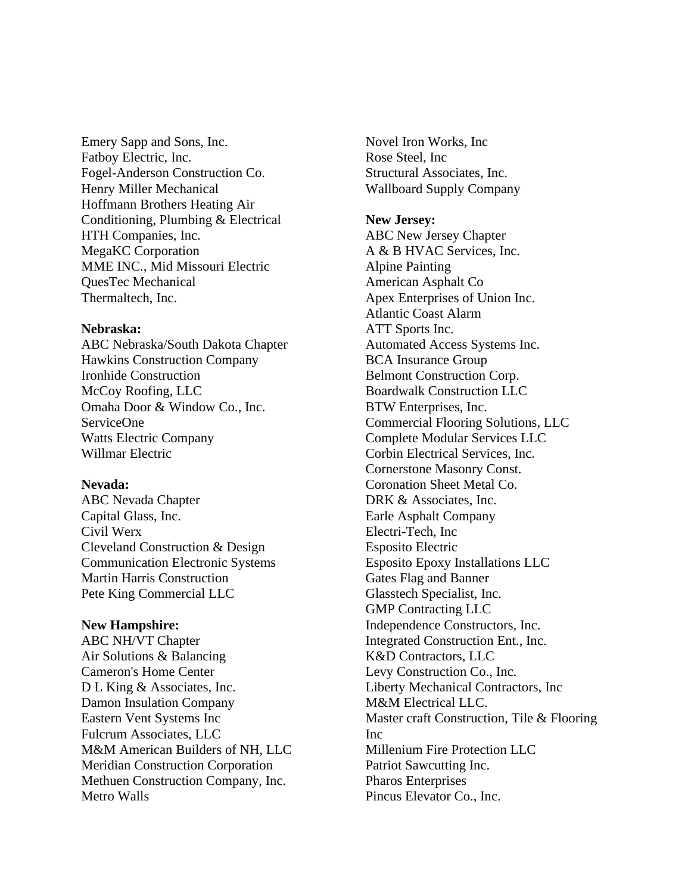Emery Sapp and Sons, Inc.
Fatboy Electric, Inc.
Fogel-Anderson Construction Co.
Henry Miller Mechanical
Hoffmann Brothers Heating Air Conditioning, Plumbing & Electrical
HTH Companies, Inc.
MegaKC Corporation
MME INC., Mid Missouri Electric
QuesTec Mechanical
Thermaltech, Inc.

**Nebraska:**
ABC Nebraska/South Dakota Chapter
Hawkins Construction Company
Ironhide Construction
McCoy Roofing, LLC
Omaha Door & Window Co., Inc.
ServiceOne
Watts Electric Company
Willmar Electric

**Nevada:**
ABC Nevada Chapter
Capital Glass, Inc.
Civil Werx
Cleveland Construction & Design
Communication Electronic Systems
Martin Harris Construction
Pete King Commercial LLC

**New Hampshire:**
ABC NH/VT Chapter
Air Solutions & Balancing
Cameron's Home Center
D L King & Associates, Inc.
Damon Insulation Company
Eastern Vent Systems Inc
Fulcrum Associates, LLC
M&M American Builders of NH, LLC
Meridian Construction Corporation
Methuen Construction Company, Inc.
Metro Walls
Novel Iron Works, Inc
Rose Steel, Inc
Structural Associates, Inc.
Wallboard Supply Company

**New Jersey:**
ABC New Jersey Chapter
A & B HVAC Services, Inc.
Alpine Painting
American Asphalt Co
Apex Enterprises of Union Inc.
Atlantic Coast Alarm
ATT Sports Inc.
Automated Access Systems Inc.
BCA Insurance Group
Belmont Construction Corp.
Boardwalk Construction LLC
BTW Enterprises, Inc.
Commercial Flooring Solutions, LLC
Complete Modular Services LLC
Corbin Electrical Services, Inc.
Cornerstone Masonry Const.
Coronation Sheet Metal Co.
DRK & Associates, Inc.
Earle Asphalt Company
Electri-Tech, Inc
Esposito Electric
Esposito Epoxy Installations LLC
Gates Flag and Banner
Glasstech Specialist, Inc.
GMP Contracting LLC
Independence Constructors, Inc.
Integrated Construction Ent., Inc.
K&D Contractors, LLC
Levy Construction Co., Inc.
Liberty Mechanical Contractors, Inc
M&M Electrical LLC.
Master craft Construction, Tile & Flooring Inc
Millenium Fire Protection LLC
Patriot Sawcutting Inc.
Pharos Enterprises
Pincus Elevator Co., Inc.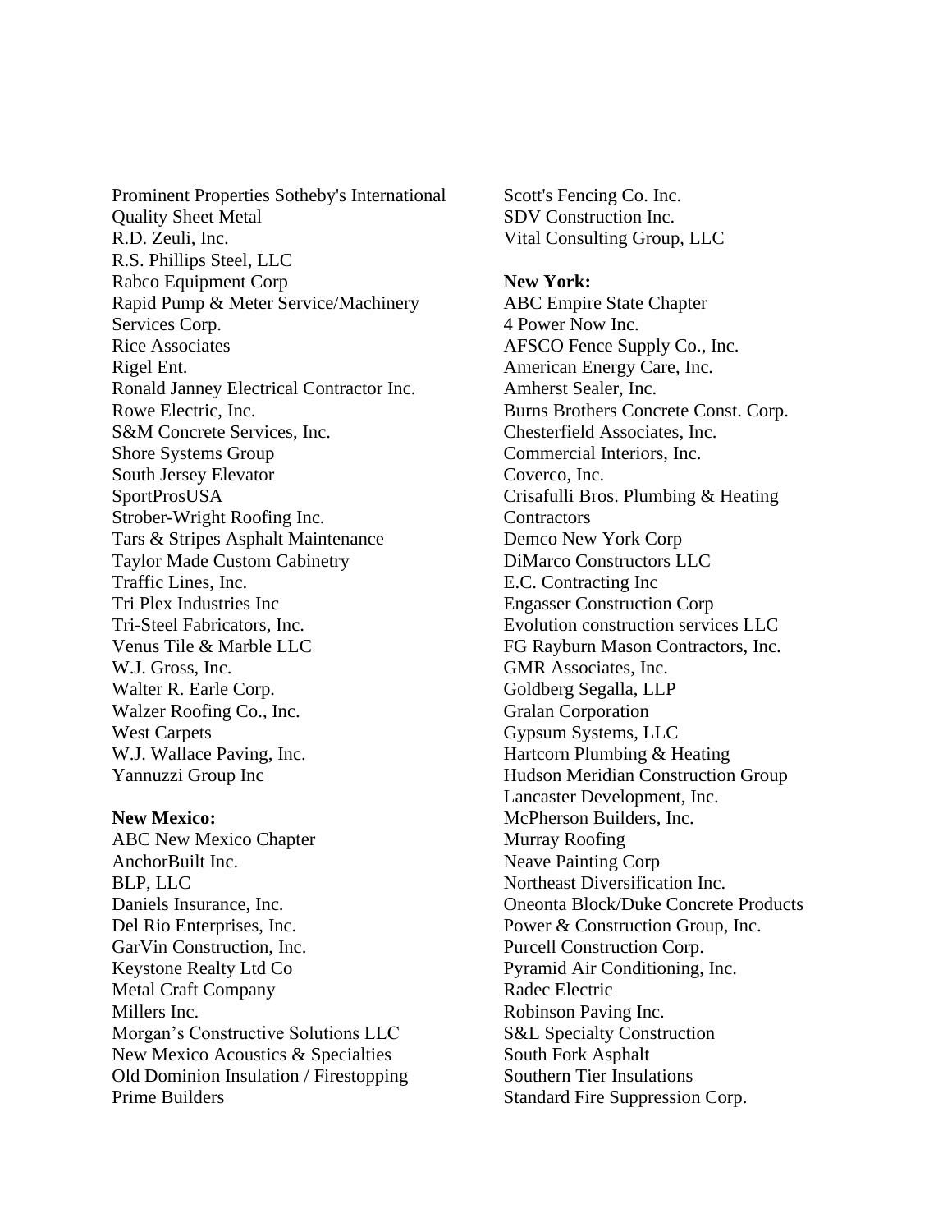Prominent Properties Sotheby's International
Quality Sheet Metal
R.D. Zeuli, Inc.
R.S. Phillips Steel, LLC
Rabco Equipment Corp
Rapid Pump & Meter Service/Machinery Services Corp.
Rice Associates
Rigel Ent.
Ronald Janney Electrical Contractor Inc.
Rowe Electric, Inc.
S&M Concrete Services, Inc.
Shore Systems Group
South Jersey Elevator
SportProsUSA
Strober-Wright Roofing Inc.
Tars & Stripes Asphalt Maintenance
Taylor Made Custom Cabinetry
Traffic Lines, Inc.
Tri Plex Industries Inc
Tri-Steel Fabricators, Inc.
Venus Tile & Marble LLC
W.J. Gross, Inc.
Walter R. Earle Corp.
Walzer Roofing Co., Inc.
West Carpets
W.J. Wallace Paving, Inc.
Yannuzzi Group Inc

**New Mexico:**
ABC New Mexico Chapter
AnchorBuilt Inc.
BLP, LLC
Daniels Insurance, Inc.
Del Rio Enterprises, Inc.
GarVin Construction, Inc.
Keystone Realty Ltd Co
Metal Craft Company
Millers Inc.
Morgan's Constructive Solutions LLC
New Mexico Acoustics & Specialties
Old Dominion Insulation / Firestopping
Prime Builders
Scott's Fencing Co. Inc.
SDV Construction Inc.
Vital Consulting Group, LLC

**New York:**
ABC Empire State Chapter
4 Power Now Inc.
AFSCO Fence Supply Co., Inc.
American Energy Care, Inc.
Amherst Sealer, Inc.
Burns Brothers Concrete Const. Corp.
Chesterfield Associates, Inc.
Commercial Interiors, Inc.
Coverco, Inc.
Crisafulli Bros. Plumbing & Heating Contractors
Demco New York Corp
DiMarco Constructors LLC
E.C. Contracting Inc
Engasser Construction Corp
Evolution construction services LLC
FG Rayburn Mason Contractors, Inc.
GMR Associates, Inc.
Goldberg Segalla, LLP
Gralan Corporation
Gypsum Systems, LLC
Hartcorn Plumbing & Heating
Hudson Meridian Construction Group
Lancaster Development, Inc.
McPherson Builders, Inc.
Murray Roofing
Neave Painting Corp
Northeast Diversification Inc.
Oneonta Block/Duke Concrete Products
Power & Construction Group, Inc.
Purcell Construction Corp.
Pyramid Air Conditioning, Inc.
Radec Electric
Robinson Paving Inc.
S&L Specialty Construction
South Fork Asphalt
Southern Tier Insulations
Standard Fire Suppression Corp.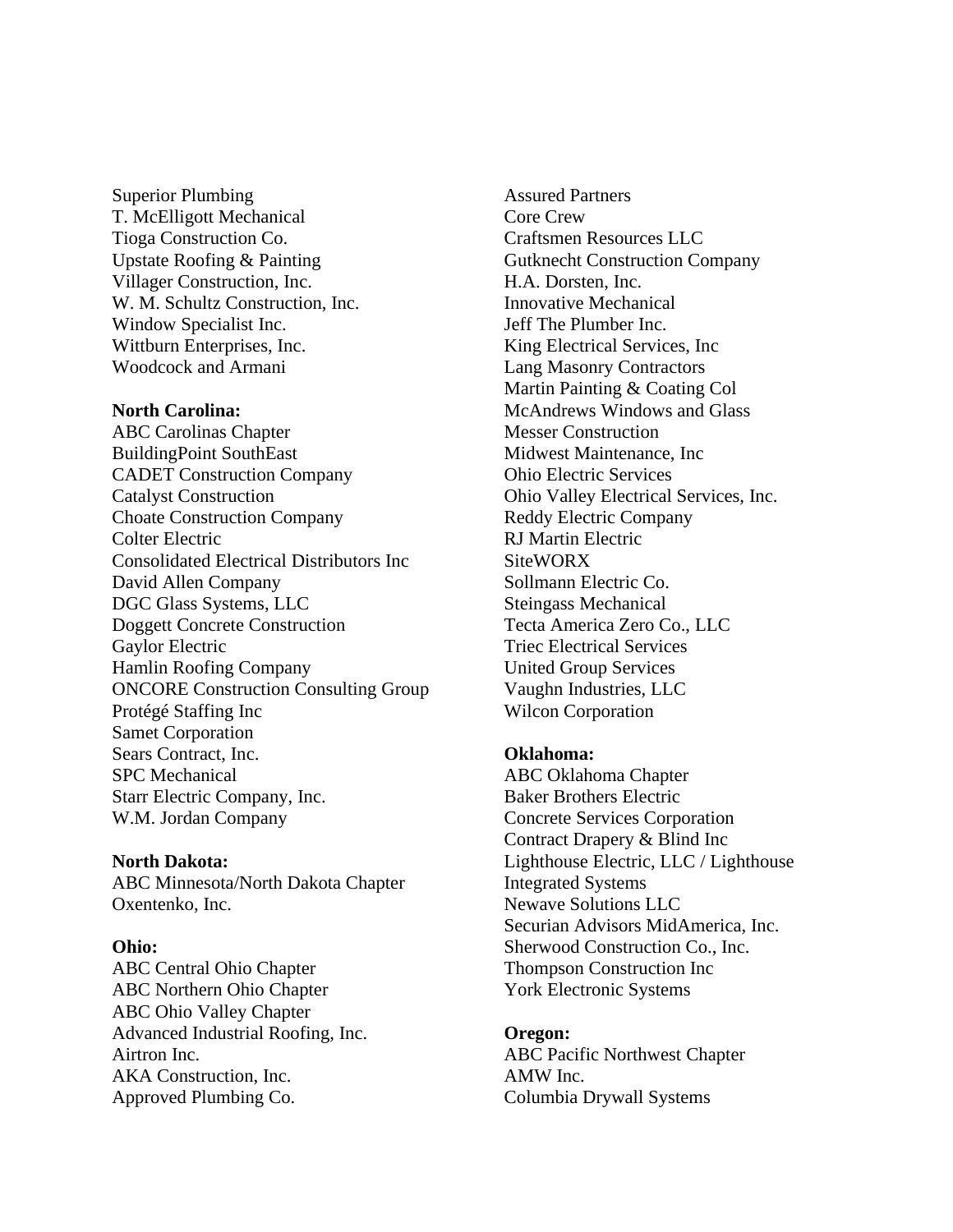Superior Plumbing
T. McElligott Mechanical
Tioga Construction Co.
Upstate Roofing & Painting
Villager Construction, Inc.
W. M. Schultz Construction, Inc.
Window Specialist Inc.
Wittburn Enterprises, Inc.
Woodcock and Armani

**North Carolina:**
ABC Carolinas Chapter
BuildingPoint SouthEast
CADET Construction Company
Catalyst Construction
Choate Construction Company
Colter Electric
Consolidated Electrical Distributors Inc
David Allen Company
DGC Glass Systems, LLC
Doggett Concrete Construction
Gaylor Electric
Hamlin Roofing Company
ONCORE Construction Consulting Group
Protégé Staffing Inc
Samet Corporation
Sears Contract, Inc.
SPC Mechanical
Starr Electric Company, Inc.
W.M. Jordan Company

**North Dakota:**
ABC Minnesota/North Dakota Chapter
Oxentenko, Inc.

**Ohio:**
ABC Central Ohio Chapter
ABC Northern Ohio Chapter
ABC Ohio Valley Chapter
Advanced Industrial Roofing, Inc.
Airtron Inc.
AKA Construction, Inc.
Approved Plumbing Co.
Assured Partners
Core Crew
Craftsmen Resources LLC
Gutknecht Construction Company
H.A. Dorsten, Inc.
Innovative Mechanical
Jeff The Plumber Inc.
King Electrical Services, Inc
Lang Masonry Contractors
Martin Painting & Coating Col
McAndrews Windows and Glass
Messer Construction
Midwest Maintenance, Inc
Ohio Electric Services
Ohio Valley Electrical Services, Inc.
Reddy Electric Company
RJ Martin Electric
SiteWORX
Sollmann Electric Co.
Steingass Mechanical
Tecta America Zero Co., LLC
Triec Electrical Services
United Group Services
Vaughn Industries, LLC
Wilcon Corporation

**Oklahoma:**
ABC Oklahoma Chapter
Baker Brothers Electric
Concrete Services Corporation
Contract Drapery & Blind Inc
Lighthouse Electric, LLC / Lighthouse Integrated Systems
Newave Solutions LLC
Securian Advisors MidAmerica, Inc.
Sherwood Construction Co., Inc.
Thompson Construction Inc
York Electronic Systems

**Oregon:**
ABC Pacific Northwest Chapter
AMW Inc.
Columbia Drywall Systems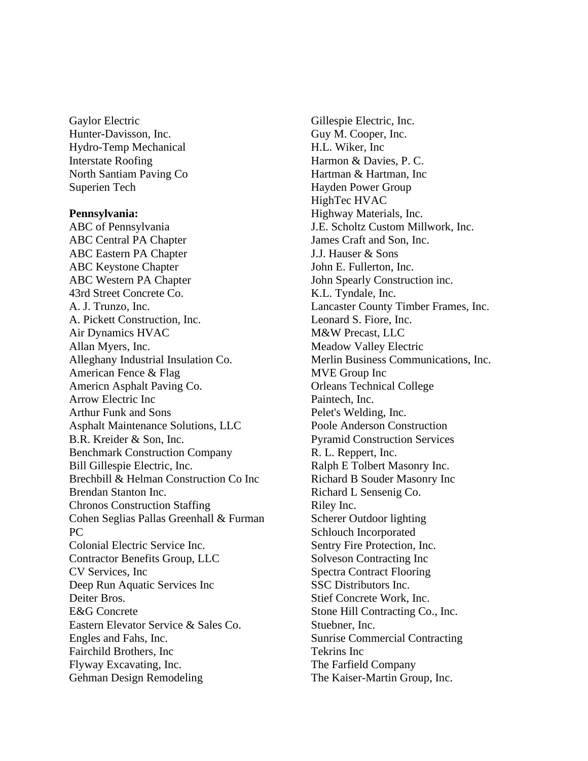Gaylor Electric
Hunter-Davisson, Inc.
Hydro-Temp Mechanical
Interstate Roofing
North Santiam Paving Co
Superien Tech

**Pennsylvania:**
ABC of Pennsylvania
ABC Central PA Chapter
ABC Eastern PA Chapter
ABC Keystone Chapter
ABC Western PA Chapter
43rd Street Concrete Co.
A. J. Trunzo, Inc.
A. Pickett Construction, Inc.
Air Dynamics HVAC
Allan Myers, Inc.
Alleghany Industrial Insulation Co.
American Fence & Flag
Americn Asphalt Paving Co.
Arrow Electric Inc
Arthur Funk and Sons
Asphalt Maintenance Solutions, LLC
B.R. Kreider & Son, Inc.
Benchmark Construction Company
Bill Gillespie Electric, Inc.
Brechbill & Helman Construction Co Inc
Brendan Stanton Inc.
Chronos Construction Staffing
Cohen Seglias Pallas Greenhall & Furman PC
Colonial Electric Service Inc.
Contractor Benefits Group, LLC
CV Services, Inc
Deep Run Aquatic Services Inc
Deiter Bros.
E&G Concrete
Eastern Elevator Service & Sales Co.
Engles and Fahs, Inc.
Fairchild Brothers, Inc
Flyway Excavating, Inc.
Gehman Design Remodeling
Gillespie Electric, Inc.
Guy M. Cooper, Inc.
H.L. Wiker, Inc
Harmon & Davies, P. C.
Hartman & Hartman, Inc
Hayden Power Group
HighTec HVAC
Highway Materials, Inc.
J.E. Scholtz Custom Millwork, Inc.
James Craft and Son, Inc.
J.J. Hauser & Sons
John E. Fullerton, Inc.
John Spearly Construction inc.
K.L. Tyndale, Inc.
Lancaster County Timber Frames, Inc.
Leonard S. Fiore, Inc.
M&W Precast, LLC
Meadow Valley Electric
Merlin Business Communications, Inc.
MVE Group Inc
Orleans Technical College
Paintech, Inc.
Pelet's Welding, Inc.
Poole Anderson Construction
Pyramid Construction Services
R. L. Reppert, Inc.
Ralph E Tolbert Masonry Inc.
Richard B Souder Masonry Inc
Richard L Sensenig Co.
Riley Inc.
Scherer Outdoor lighting
Schlouch Incorporated
Sentry Fire Protection, Inc.
Solveson Contracting Inc
Spectra Contract Flooring
SSC Distributors Inc.
Stief Concrete Work, Inc.
Stone Hill Contracting Co., Inc.
Stuebner, Inc.
Sunrise Commercial Contracting
Tekrins Inc
The Farfield Company
The Kaiser-Martin Group, Inc.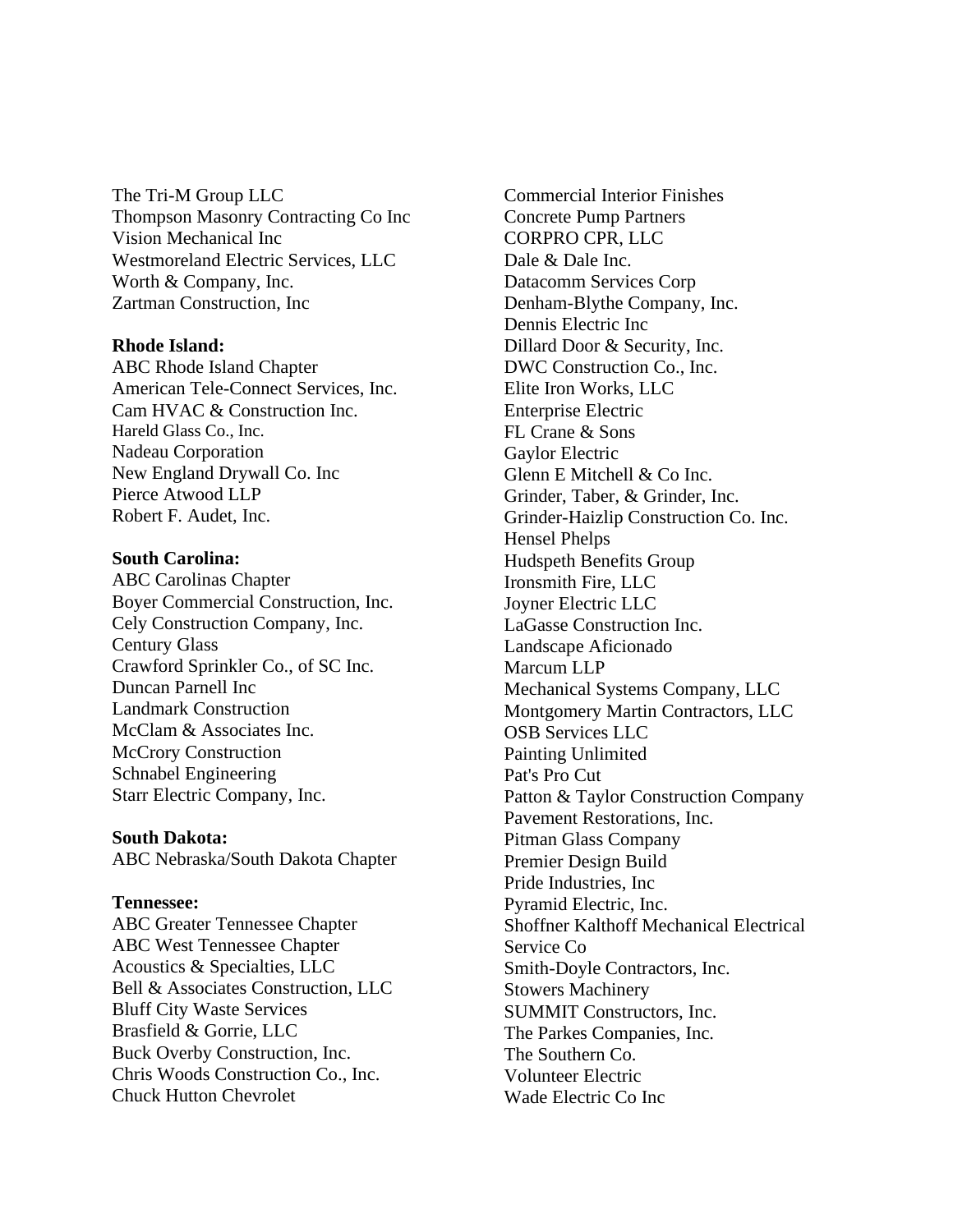The Tri-M Group LLC
Thompson Masonry Contracting Co Inc
Vision Mechanical Inc
Westmoreland Electric Services, LLC
Worth & Company, Inc.
Zartman Construction, Inc

**Rhode Island:**
ABC Rhode Island Chapter
American Tele-Connect Services, Inc.
Cam HVAC & Construction Inc.
Hareld Glass Co., Inc.
Nadeau Corporation
New England Drywall Co. Inc
Pierce Atwood LLP
Robert F. Audet, Inc.

**South Carolina:**
ABC Carolinas Chapter
Boyer Commercial Construction, Inc.
Cely Construction Company, Inc.
Century Glass
Crawford Sprinkler Co., of SC Inc.
Duncan Parnell Inc
Landmark Construction
McClam & Associates Inc.
McCrory Construction
Schnabel Engineering
Starr Electric Company, Inc.

**South Dakota:**
ABC Nebraska/South Dakota Chapter

**Tennessee:**
ABC Greater Tennessee Chapter
ABC West Tennessee Chapter
Acoustics & Specialties, LLC
Bell & Associates Construction, LLC
Bluff City Waste Services
Brasfield & Gorrie, LLC
Buck Overby Construction, Inc.
Chris Woods Construction Co., Inc.
Chuck Hutton Chevrolet
Commercial Interior Finishes
Concrete Pump Partners
CORPRO CPR, LLC
Dale & Dale Inc.
Datacomm Services Corp
Denham-Blythe Company, Inc.
Dennis Electric Inc
Dillard Door & Security, Inc.
DWC Construction Co., Inc.
Elite Iron Works, LLC
Enterprise Electric
FL Crane & Sons
Gaylor Electric
Glenn E Mitchell & Co Inc.
Grinder, Taber, & Grinder, Inc.
Grinder-Haizlip Construction Co. Inc.
Hensel Phelps
Hudspeth Benefits Group
Ironsmith Fire, LLC
Joyner Electric LLC
LaGasse Construction Inc.
Landscape Aficionado
Marcum LLP
Mechanical Systems Company, LLC
Montgomery Martin Contractors, LLC
OSB Services LLC
Painting Unlimited
Pat's Pro Cut
Patton & Taylor Construction Company
Pavement Restorations, Inc.
Pitman Glass Company
Premier Design Build
Pride Industries, Inc
Pyramid Electric, Inc.
Shoffner Kalthoff Mechanical Electrical Service Co
Smith-Doyle Contractors, Inc.
Stowers Machinery
SUMMIT Constructors, Inc.
The Parkes Companies, Inc.
The Southern Co.
Volunteer Electric
Wade Electric Co Inc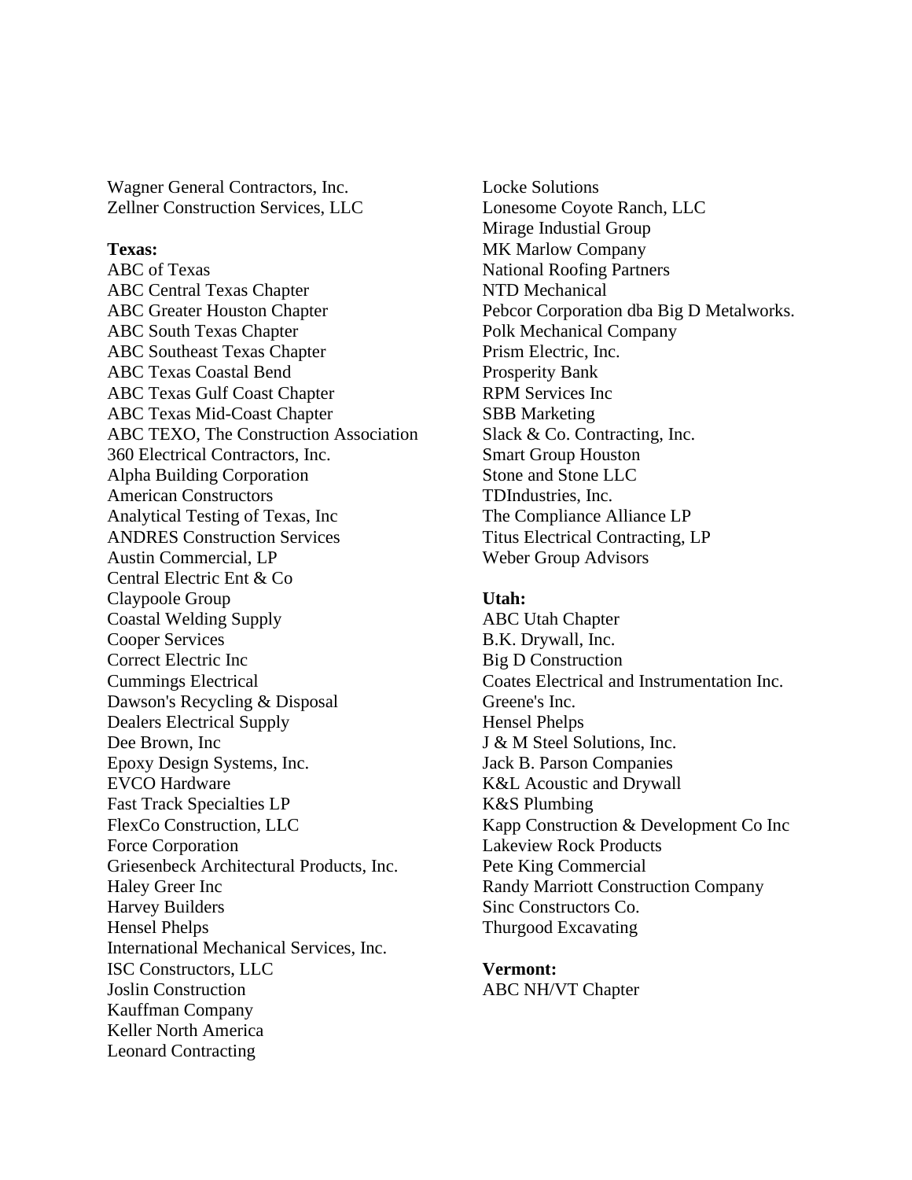Wagner General Contractors, Inc.
Zellner Construction Services, LLC

**Texas:**
ABC of Texas
ABC Central Texas Chapter
ABC Greater Houston Chapter
ABC South Texas Chapter
ABC Southeast Texas Chapter
ABC Texas Coastal Bend
ABC Texas Gulf Coast Chapter
ABC Texas Mid-Coast Chapter
ABC TEXO, The Construction Association
360 Electrical Contractors, Inc.
Alpha Building Corporation
American Constructors
Analytical Testing of Texas, Inc
ANDRES Construction Services
Austin Commercial, LP
Central Electric Ent & Co
Claypoole Group
Coastal Welding Supply
Cooper Services
Correct Electric Inc
Cummings Electrical
Dawson's Recycling & Disposal
Dealers Electrical Supply
Dee Brown, Inc
Epoxy Design Systems, Inc.
EVCO Hardware
Fast Track Specialties LP
FlexCo Construction, LLC
Force Corporation
Griesenbeck Architectural Products, Inc.
Haley Greer Inc
Harvey Builders
Hensel Phelps
International Mechanical Services, Inc.
ISC Constructors, LLC
Joslin Construction
Kauffman Company
Keller North America
Leonard Contracting
Locke Solutions
Lonesome Coyote Ranch, LLC
Mirage Industial Group
MK Marlow Company
National Roofing Partners
NTD Mechanical
Pebcor Corporation dba Big D Metalworks.
Polk Mechanical Company
Prism Electric, Inc.
Prosperity Bank
RPM Services Inc
SBB Marketing
Slack & Co. Contracting, Inc.
Smart Group Houston
Stone and Stone LLC
TDIndustries, Inc.
The Compliance Alliance LP
Titus Electrical Contracting, LP
Weber Group Advisors

**Utah:**
ABC Utah Chapter
B.K. Drywall, Inc.
Big D Construction
Coates Electrical and Instrumentation Inc.
Greene's Inc.
Hensel Phelps
J & M Steel Solutions, Inc.
Jack B. Parson Companies
K&L Acoustic and Drywall
K&S Plumbing
Kapp Construction & Development Co Inc
Lakeview Rock Products
Pete King Commercial
Randy Marriott Construction Company
Sinc Constructors Co.
Thurgood Excavating

**Vermont:**
ABC NH/VT Chapter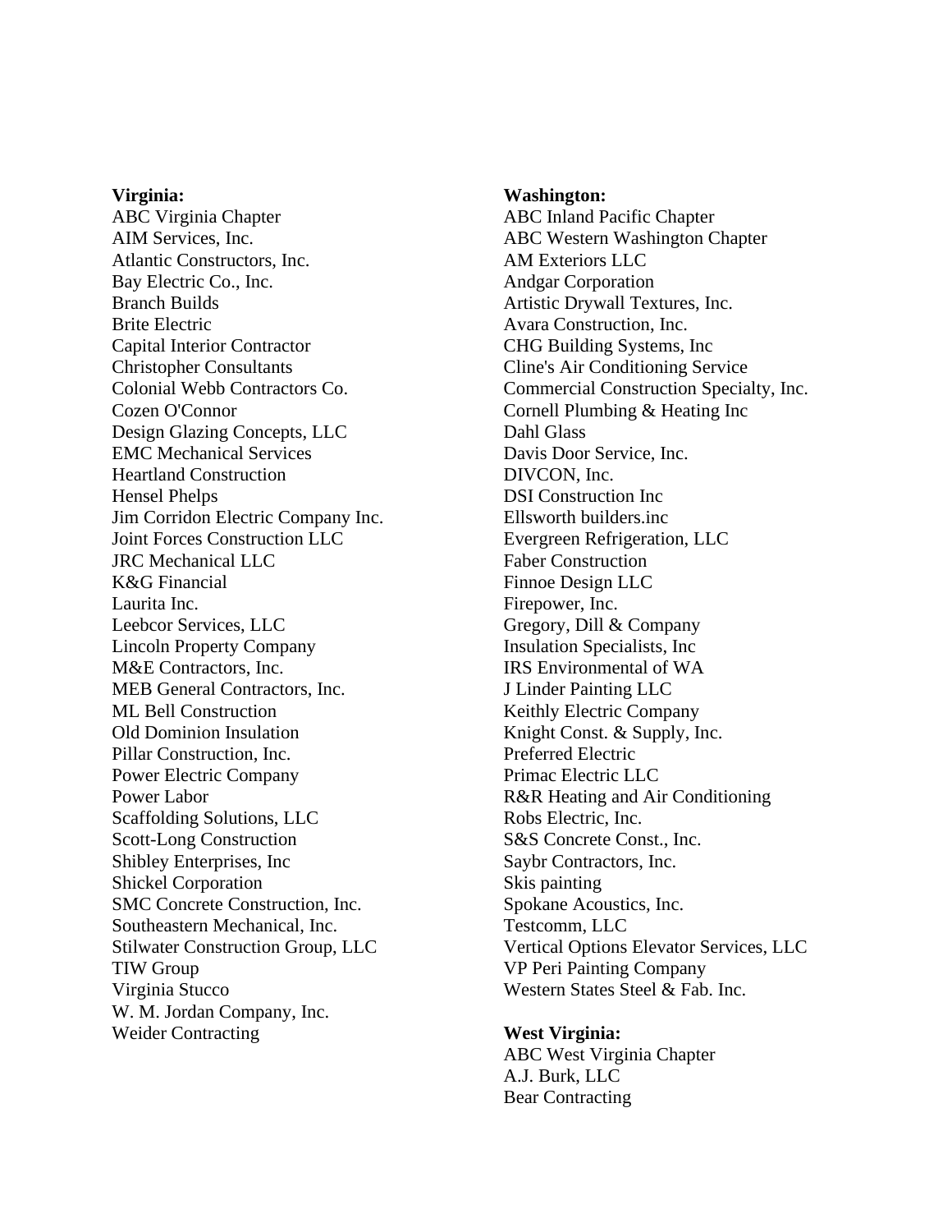**Virginia:**
ABC Virginia Chapter
AIM Services, Inc.
Atlantic Constructors, Inc.
Bay Electric Co., Inc.
Branch Builds
Brite Electric
Capital Interior Contractor
Christopher Consultants
Colonial Webb Contractors Co.
Cozen O'Connor
Design Glazing Concepts, LLC
EMC Mechanical Services
Heartland Construction
Hensel Phelps
Jim Corridon Electric Company Inc.
Joint Forces Construction LLC
JRC Mechanical LLC
K&G Financial
Laurita Inc.
Leebcor Services, LLC
Lincoln Property Company
M&E Contractors, Inc.
MEB General Contractors, Inc.
ML Bell Construction
Old Dominion Insulation
Pillar Construction, Inc.
Power Electric Company
Power Labor
Scaffolding Solutions, LLC
Scott-Long Construction
Shibley Enterprises, Inc
Shickel Corporation
SMC Concrete Construction, Inc.
Southeastern Mechanical, Inc.
Stilwater Construction Group, LLC
TIW Group
Virginia Stucco
W. M. Jordan Company, Inc.
Weider Contracting

**Washington:**
ABC Inland Pacific Chapter
ABC Western Washington Chapter
AM Exteriors LLC
Andgar Corporation
Artistic Drywall Textures, Inc.
Avara Construction, Inc.
CHG Building Systems, Inc
Cline's Air Conditioning Service
Commercial Construction Specialty, Inc.
Cornell Plumbing & Heating Inc
Dahl Glass
Davis Door Service, Inc.
DIVCON, Inc.
DSI Construction Inc
Ellsworth builders.inc
Evergreen Refrigeration, LLC
Faber Construction
Finnoe Design LLC
Firepower, Inc.
Gregory, Dill & Company
Insulation Specialists, Inc
IRS Environmental of WA
J Linder Painting LLC
Keithly Electric Company
Knight Const. & Supply, Inc.
Preferred Electric
Primac Electric LLC
R&R Heating and Air Conditioning
Robs Electric, Inc.
S&S Concrete Const., Inc.
Saybr Contractors, Inc.
Skis painting
Spokane Acoustics, Inc.
Testcomm, LLC
Vertical Options Elevator Services, LLC
VP Peri Painting Company
Western States Steel & Fab. Inc.

**West Virginia:**
ABC West Virginia Chapter
A.J. Burk, LLC
Bear Contracting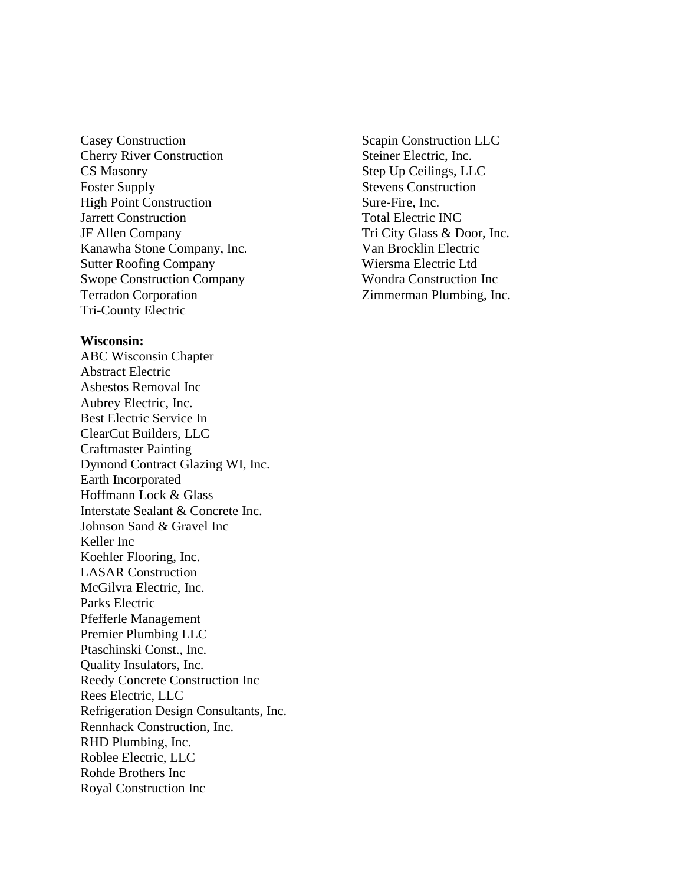Casey Construction
Cherry River Construction
CS Masonry
Foster Supply
High Point Construction
Jarrett Construction
JF Allen Company
Kanawha Stone Company, Inc.
Sutter Roofing Company
Swope Construction Company
Terradon Corporation
Tri-County Electric

**Wisconsin:**
ABC Wisconsin Chapter
Abstract Electric
Asbestos Removal Inc
Aubrey Electric, Inc.
Best Electric Service In
ClearCut Builders, LLC
Craftmaster Painting
Dymond Contract Glazing WI, Inc.
Earth Incorporated
Hoffmann Lock & Glass
Interstate Sealant & Concrete Inc.
Johnson Sand & Gravel Inc
Keller Inc
Koehler Flooring, Inc.
LASAR Construction
McGilvra Electric, Inc.
Parks Electric
Pfefferle Management
Premier Plumbing LLC
Ptaschinski Const., Inc.
Quality Insulators, Inc.
Reedy Concrete Construction Inc
Rees Electric, LLC
Refrigeration Design Consultants, Inc.
Rennhack Construction, Inc.
RHD Plumbing, Inc.
Roblee Electric, LLC
Rohde Brothers Inc
Royal Construction Inc
Scapin Construction LLC
Steiner Electric, Inc.
Step Up Ceilings, LLC
Stevens Construction
Sure-Fire, Inc.
Total Electric INC
Tri City Glass & Door, Inc.
Van Brocklin Electric
Wiersma Electric Ltd
Wondra Construction Inc
Zimmerman Plumbing, Inc.